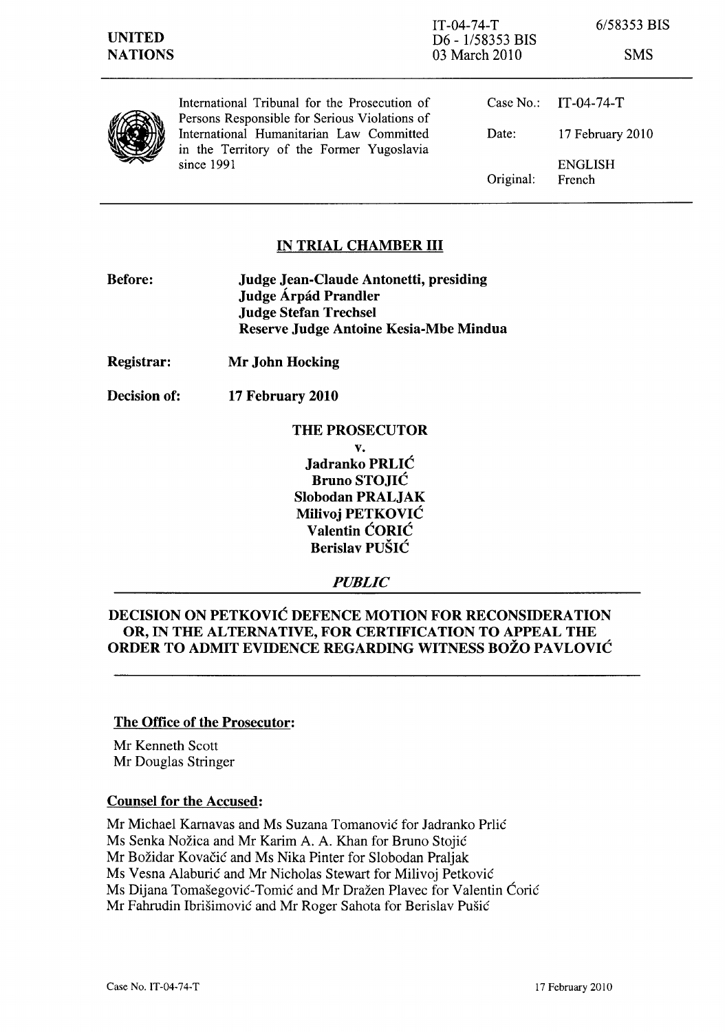UNITED NATIONS

IT-04-74-T
D6 - 1/58353 BIS
03 March 2010

6/58353 BIS

SMS

International Tribunal for the Prosecution of Persons Responsible for Serious Violations of International Humanitarian Law Committed in the Territory of the Former Yugoslavia since 1991

Case No.: IT-04-74-T

Date: 17 February 2010

Original: ENGLISH French

## IN TRIAL CHAMBER III

**Before:** **Judge Jean-Claude Antonetti, presiding**
**Judge Árpád Prandler**
**Judge Stefan Trechsel**
**Reserve Judge Antoine Kesia-Mbe Mindua**

**Registrar:** **Mr John Hocking**

**Decision of:** **17 February 2010**

**THE PROSECUTOR**

**v.**

**Jadranko PRLIĆ**
**Bruno STOJIĆ**
**Slobodan PRALJAK**
**Milivoj PETKOVIĆ**
**Valentin ĆORIĆ**
**Berislav PUŠIĆ**

*PUBLIC*

## DECISION ON PETKOVIĆ DEFENCE MOTION FOR RECONSIDERATION OR, IN THE ALTERNATIVE, FOR CERTIFICATION TO APPEAL THE ORDER TO ADMIT EVIDENCE REGARDING WITNESS BOŽO PAVLOVIĆ

**The Office of the Prosecutor:**

Mr Kenneth Scott
Mr Douglas Stringer

**Counsel for the Accused:**

Mr Michael Karnavas and Ms Suzana Tomanović for Jadranko Prlić
Ms Senka Nožica and Mr Karim A. A. Khan for Bruno Stojić
Mr Božidar Kovačić and Ms Nika Pinter for Slobodan Praljak
Ms Vesna Alaburić and Mr Nicholas Stewart for Milivoj Petković
Ms Dijana Tomašegović-Tomić and Mr Dražen Plavec for Valentin Ćorić
Mr Fahrudin Ibrišimović and Mr Roger Sahota for Berislav Pušić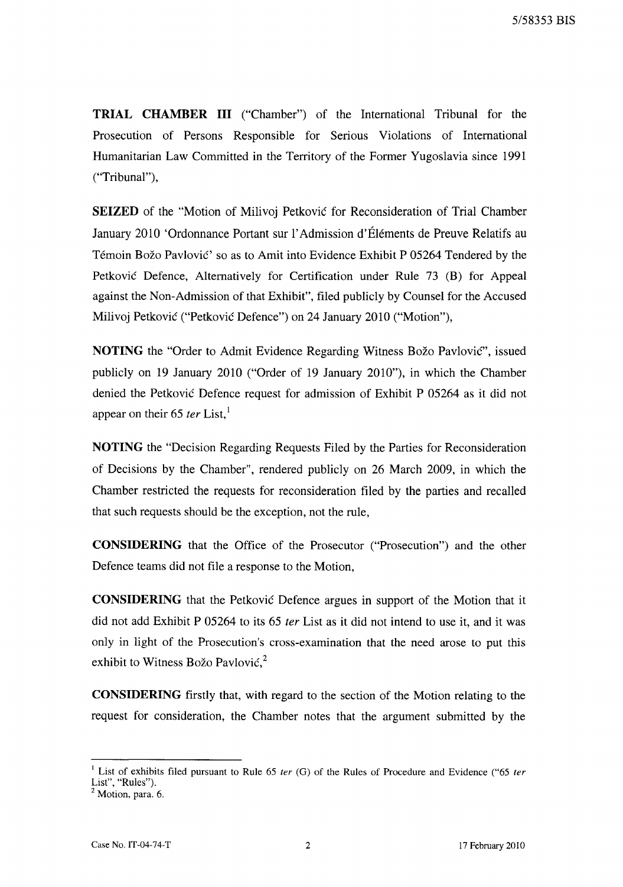**TRIAL CHAMBER III** ("Chamber") of the International Tribunal for the Prosecution of Persons Responsible for Serious Violations of International Humanitarian Law Committed in the Territory of the Former Yugoslavia since 1991 ("Tribunal"),

**SEIZED** of the "Motion of Milivoj Petković for Reconsideration of Trial Chamber January 2010 'Ordonnance Portant sur l'Admission d'Éléments de Preuve Relatifs au Témoin Božo Pavlović' so as to Amit into Evidence Exhibit P 05264 Tendered by the Petković Defence, Alternatively for Certification under Rule 73 (B) for Appeal against the Non-Admission of that Exhibit", filed publicly by Counsel for the Accused Milivoj Petković ("Petković Defence") on 24 January 2010 ("Motion"),

**NOTING** the "Order to Admit Evidence Regarding Witness Božo Pavlović", issued publicly on 19 January 2010 ("Order of 19 January 2010"), in which the Chamber denied the Petković Defence request for admission of Exhibit P 05264 as it did not appear on their 65 *ter* List,[1]

**NOTING** the "Decision Regarding Requests Filed by the Parties for Reconsideration of Decisions by the Chamber", rendered publicly on 26 March 2009, in which the Chamber restricted the requests for reconsideration filed by the parties and recalled that such requests should be the exception, not the rule,

**CONSIDERING** that the Office of the Prosecutor ("Prosecution") and the other Defence teams did not file a response to the Motion,

**CONSIDERING** that the Petković Defence argues in support of the Motion that it did not add Exhibit P 05264 to its 65 *ter* List as it did not intend to use it, and it was only in light of the Prosecution's cross-examination that the need arose to put this exhibit to Witness Božo Pavlović,[2]

**CONSIDERING** firstly that, with regard to the section of the Motion relating to the request for consideration, the Chamber notes that the argument submitted by the

---

[1] List of exhibits filed pursuant to Rule 65 *ter* (G) of the Rules of Procedure and Evidence ("65 *ter* List", "Rules").

[2] Motion, para. 6.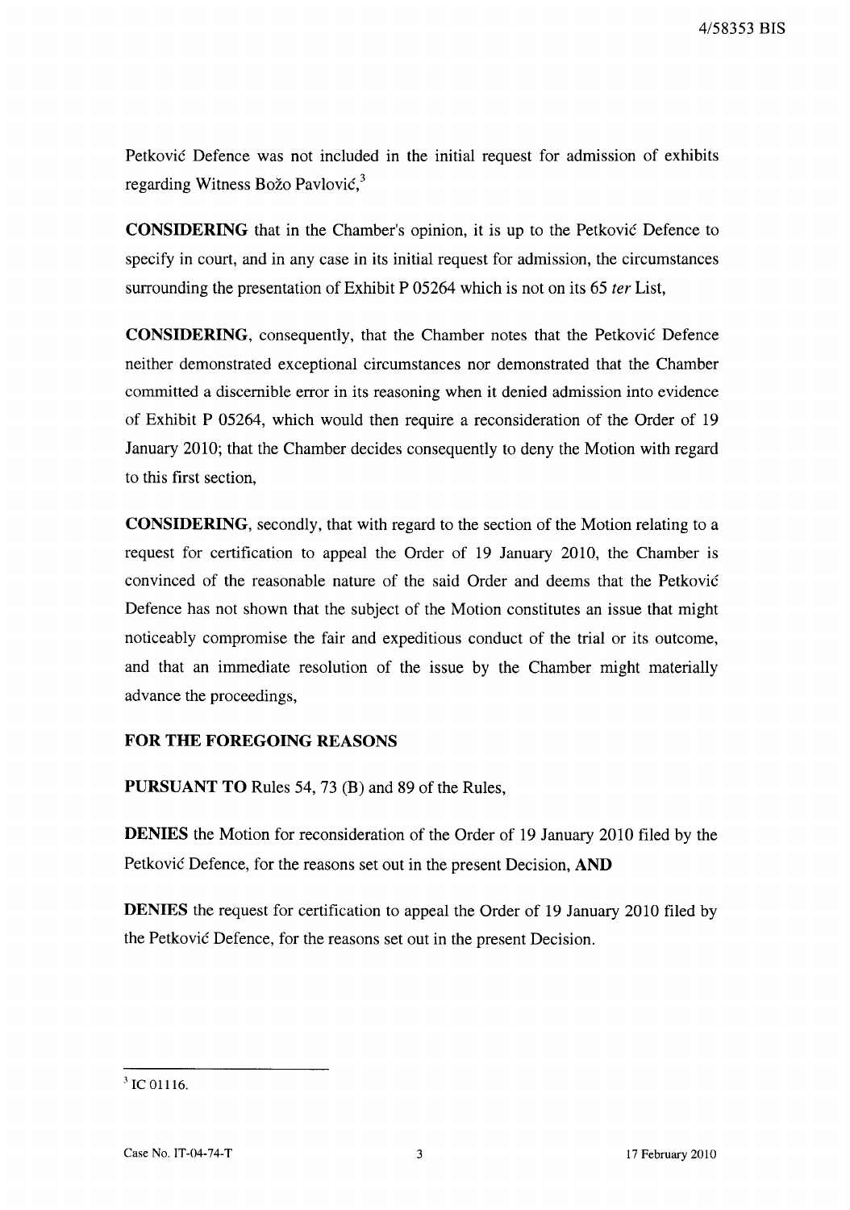Petković Defence was not included in the initial request for admission of exhibits regarding Witness Božo Pavlović,[3]

**CONSIDERING** that in the Chamber's opinion, it is up to the Petković Defence to specify in court, and in any case in its initial request for admission, the circumstances surrounding the presentation of Exhibit P 05264 which is not on its 65 *ter* List,

**CONSIDERING**, consequently, that the Chamber notes that the Petković Defence neither demonstrated exceptional circumstances nor demonstrated that the Chamber committed a discernible error in its reasoning when it denied admission into evidence of Exhibit P 05264, which would then require a reconsideration of the Order of 19 January 2010; that the Chamber decides consequently to deny the Motion with regard to this first section,

**CONSIDERING**, secondly, that with regard to the section of the Motion relating to a request for certification to appeal the Order of 19 January 2010, the Chamber is convinced of the reasonable nature of the said Order and deems that the Petković Defence has not shown that the subject of the Motion constitutes an issue that might noticeably compromise the fair and expeditious conduct of the trial or its outcome, and that an immediate resolution of the issue by the Chamber might materially advance the proceedings,

**FOR THE FOREGOING REASONS**

**PURSUANT TO** Rules 54, 73 (B) and 89 of the Rules,

**DENIES** the Motion for reconsideration of the Order of 19 January 2010 filed by the Petković Defence, for the reasons set out in the present Decision, **AND**

**DENIES** the request for certification to appeal the Order of 19 January 2010 filed by the Petković Defence, for the reasons set out in the present Decision.

---

[3] IC 01116.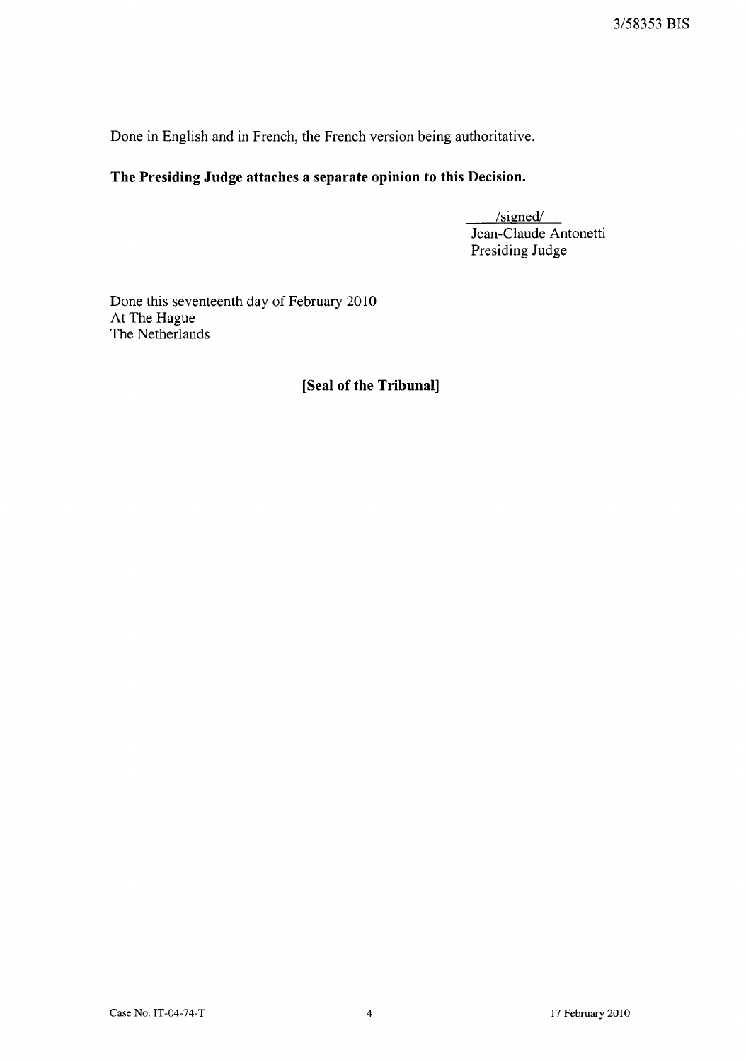Done in English and in French, the French version being authoritative.

**The Presiding Judge attaches a separate opinion to this Decision.**

/signed/
Jean-Claude Antonetti
Presiding Judge

Done this seventeenth day of February 2010
At The Hague
The Netherlands

**[Seal of the Tribunal]**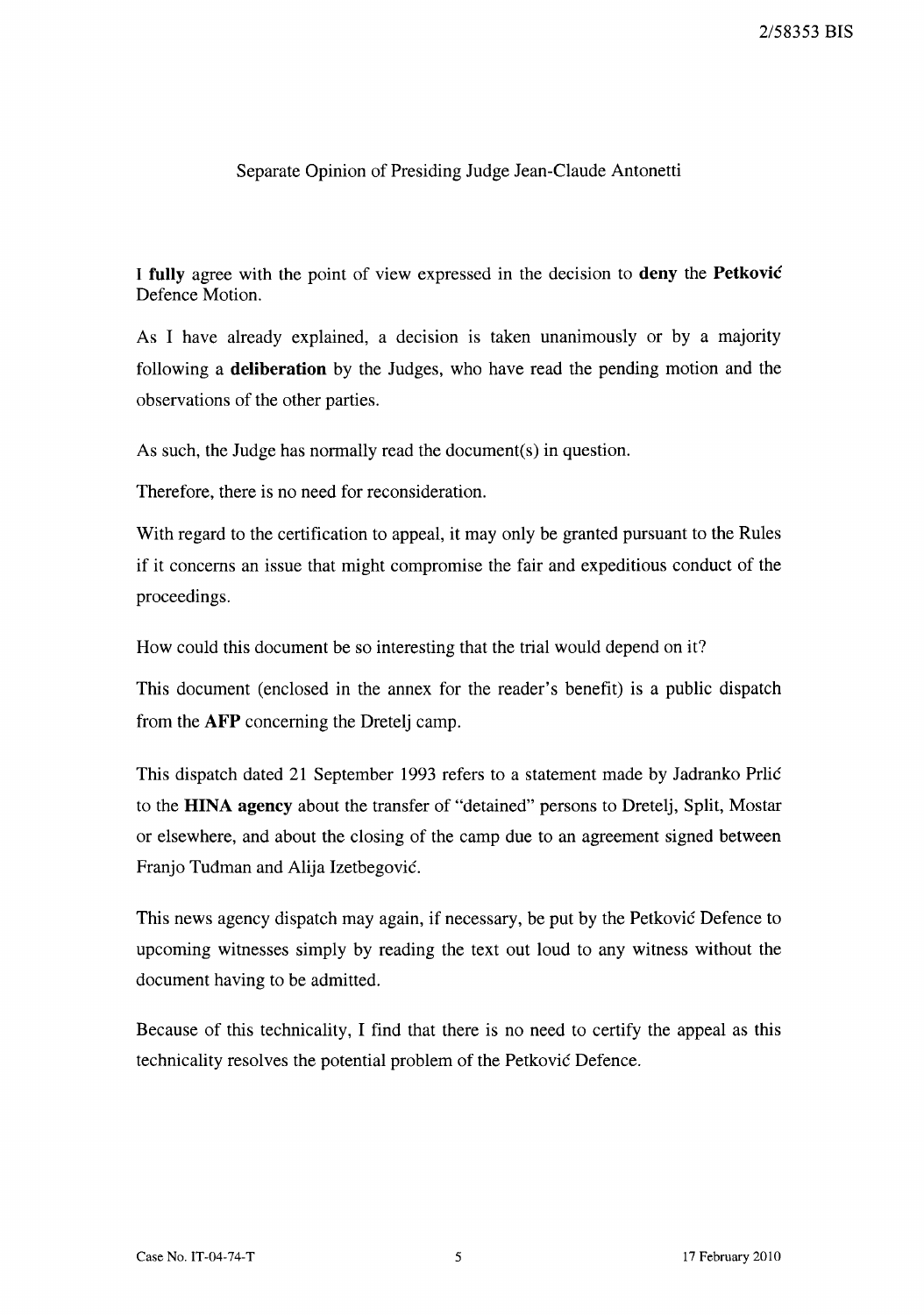Separate Opinion of Presiding Judge Jean-Claude Antonetti

I **fully** agree with the point of view expressed in the decision to **deny** the **Petković** Defence Motion.

As I have already explained, a decision is taken unanimously or by a majority following a **deliberation** by the Judges, who have read the pending motion and the observations of the other parties.

As such, the Judge has normally read the document(s) in question.

Therefore, there is no need for reconsideration.

With regard to the certification to appeal, it may only be granted pursuant to the Rules if it concerns an issue that might compromise the fair and expeditious conduct of the proceedings.

How could this document be so interesting that the trial would depend on it?

This document (enclosed in the annex for the reader's benefit) is a public dispatch from the **AFP** concerning the Dretelj camp.

This dispatch dated 21 September 1993 refers to a statement made by Jadranko Prlić to the **HINA agency** about the transfer of "detained" persons to Dretelj, Split, Mostar or elsewhere, and about the closing of the camp due to an agreement signed between Franjo Tuđman and Alija Izetbegović.

This news agency dispatch may again, if necessary, be put by the Petković Defence to upcoming witnesses simply by reading the text out loud to any witness without the document having to be admitted.

Because of this technicality, I find that there is no need to certify the appeal as this technicality resolves the potential problem of the Petković Defence.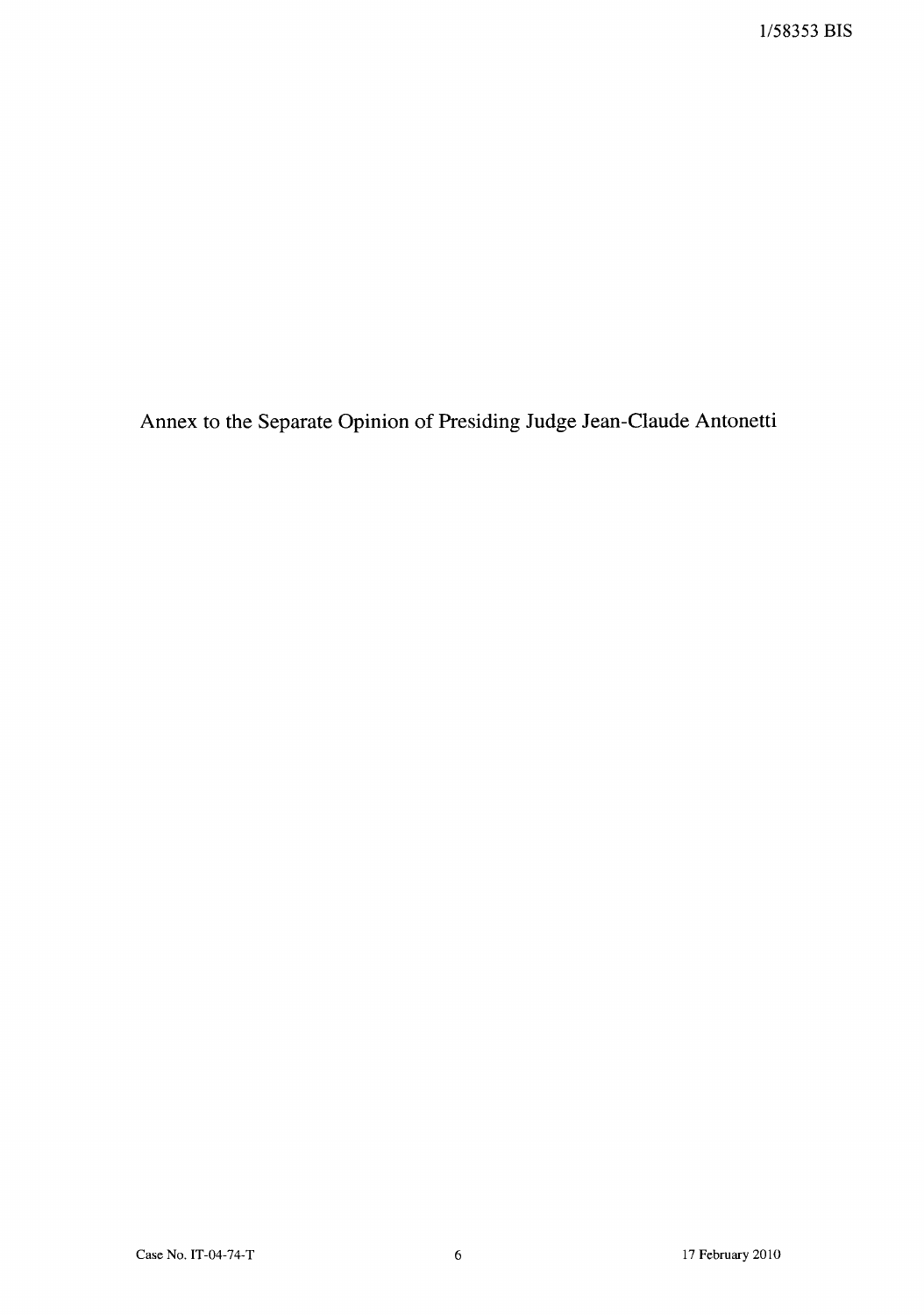Annex to the Separate Opinion of Presiding Judge Jean-Claude Antonetti